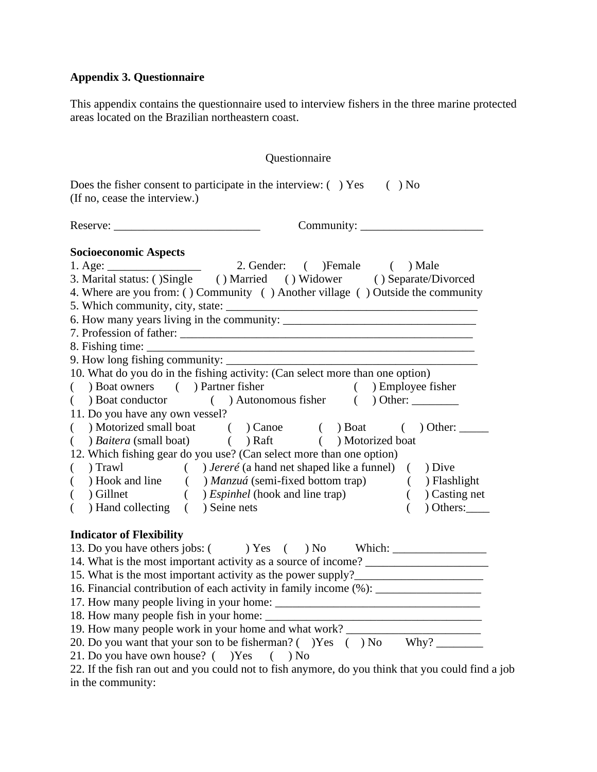**Appendix 3. Questionnaire**

This appendix contains the questionnaire used to interview fishers in the three marine protected areas located on the Brazilian northeastern coast.

Questionnaire

Does the fisher consent to participate in the interview: ( ) Yes ( ) No
(If no, cease the interview.)

Reserve: _________________________ Community: _____________________

**Socioeconomic Aspects**

1. Age: ________________ 2. Gender: ( )Female ( ) Male
3. Marital status: ( )Single ( ) Married ( ) Widower ( ) Separate/Divorced
4. Where are you from: ( ) Community ( ) Another village ( ) Outside the community
5. Which community, city, state: ____________________________________________
6. How many years living in the community: _________________________________
7. Profession of father: ___________________________________________________
8. Fishing time: ________________________________________________________
9. How long fishing community: ____________________________________________
10. What do you do in the fishing activity: (Can select more than one option)
( ) Boat owners ( ) Partner fisher ( ) Employee fisher
( ) Boat conductor ( ) Autonomous fisher ( ) Other: ________
11. Do you have any own vessel?
( ) Motorized small boat ( ) Canoe ( ) Boat ( ) Other: _____
( ) *Baitera* (small boat) ( ) Raft ( ) Motorized boat
12. Which fishing gear do you use? (Can select more than one option)
( ) Trawl ( ) *Jereré* (a hand net shaped like a funnel) ( ) Dive
( ) Hook and line ( ) *Manzuá* (semi-fixed bottom trap) ( ) Flashlight
( ) Gillnet ( ) *Espinhel* (hook and line trap) ( ) Casting net
( ) Hand collecting ( ) Seine nets ( ) Others:____

**Indicator of Flexibility**

13. Do you have others jobs: ( ) Yes ( ) No Which: ________________
14. What is the most important activity as a source of income? _____________________
15. What is the most important activity as the power supply?______________________
16. Financial contribution of each activity in family income (%): __________________
17. How many people living in your home: ____________________________________
18. How many people fish in your home: _____________________________________
19. How many people work in your home and what work? _______________________
20. Do you want that your son to be fisherman? ( )Yes ( ) No Why? ________
21. Do you have own house? ( )Yes ( ) No
22. If the fish ran out and you could not to fish anymore, do you think that you could find a job in the community: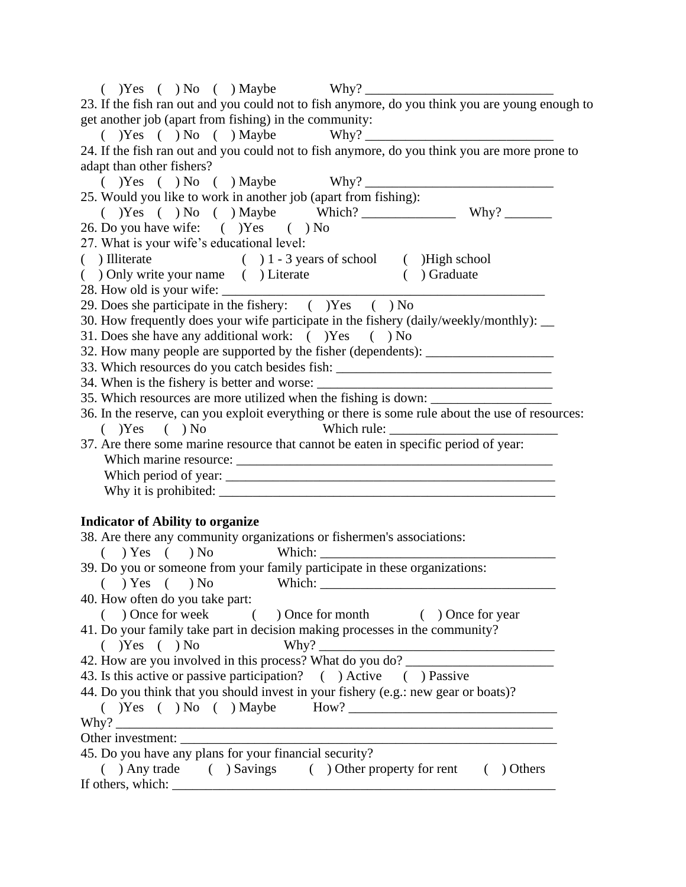( )Yes ( ) No ( ) Maybe Why? ____________________________

23. If the fish ran out and you could not to fish anymore, do you think you are young enough to get another job (apart from fishing) in the community:

( )Yes ( ) No ( ) Maybe Why? ____________________________

24. If the fish ran out and you could not to fish anymore, do you think you are more prone to adapt than other fishers?

( )Yes ( ) No ( ) Maybe Why? ____________________________

25. Would you like to work in another job (apart from fishing):

( )Yes ( ) No ( ) Maybe Which? ______________ Why? _______

26. Do you have wife: ( )Yes ( ) No

27. What is your wife's educational level:

( ) Illiterate ( ) 1 - 3 years of school ( )High school
( ) Only write your name ( ) Literate ( ) Graduate

28. How old is your wife: ________________________________________________

29. Does she participate in the fishery: ( )Yes ( ) No

30. How frequently does your wife participate in the fishery (daily/weekly/monthly): __

31. Does she have any additional work: ( )Yes ( ) No

32. How many people are supported by the fisher (dependents): ___________________

33. Which resources do you catch besides fish: ________________________________

34. When is the fishery is better and worse: ___________________________________

35. Which resources are more utilized when the fishing is down: _________________

36. In the reserve, can you exploit everything or there is some rule about the use of resources:

( )Yes ( ) No Which rule: _________________________

37. Are there some marine resource that cannot be eaten in specific period of year:

Which marine resource: ____________________________________________
Which period of year: ______________________________________________
Why it is prohibited: _______________________________________________

**Indicator of Ability to organize**

38. Are there any community organizations or fishermen's associations:

( ) Yes ( ) No Which: ___________________________________

39. Do you or someone from your family participate in these organizations:

( ) Yes ( ) No Which: ___________________________________

40. How often do you take part:

( ) Once for week ( ) Once for month ( ) Once for year

41. Do your family take part in decision making processes in the community?

( )Yes ( ) No Why? __________________________________

42. How are you involved in this process? What do you do? ______________________

43. Is this active or passive participation? ( ) Active ( ) Passive

44. Do you think that you should invest in your fishery (e.g.: new gear or boats)?

( )Yes ( ) No ( ) Maybe How? _______________________________

Why? _______________________________________________________________

Other investment: ______________________________________________________

45. Do you have any plans for your financial security?

( ) Any trade ( ) Savings ( ) Other property for rent ( ) Others

If others, which: _______________________________________________________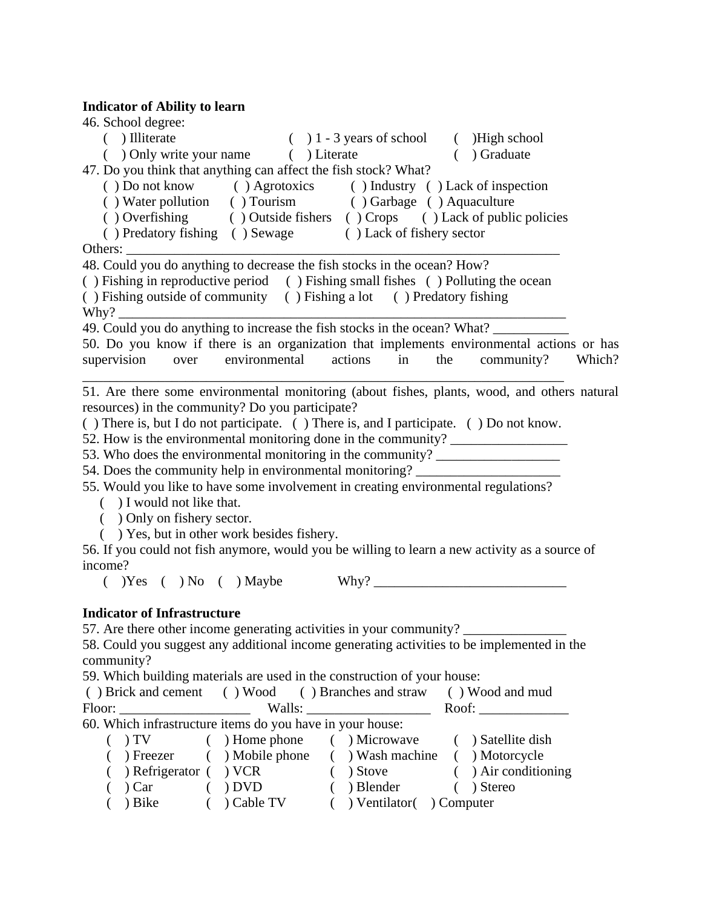**Indicator of Ability to learn**

46. School degree:

( ) Illiterate ( ) 1 - 3 years of school ( )High school
( ) Only write your name ( ) Literate ( ) Graduate

47. Do you think that anything can affect the fish stock? What?

( ) Do not know ( ) Agrotoxics ( ) Industry ( ) Lack of inspection
( ) Water pollution ( ) Tourism ( ) Garbage ( ) Aquaculture
( ) Overfishing ( ) Outside fishers ( ) Crops ( ) Lack of public policies
( ) Predatory fishing ( ) Sewage ( ) Lack of fishery sector

Others: ________________________________________________________________

48. Could you do anything to decrease the fish stocks in the ocean? How?

( ) Fishing in reproductive period ( ) Fishing small fishes ( ) Polluting the ocean
( ) Fishing outside of community ( ) Fishing a lot ( ) Predatory fishing

Why? ___________________________________________________________________

49. Could you do anything to increase the fish stocks in the ocean? What? ___________

50. Do you know if there is an organization that implements environmental actions or has supervision over environmental actions in the community? Which? _______________________________________________________________________

51. Are there some environmental monitoring (about fishes, plants, wood, and others natural resources) in the community? Do you participate?

( ) There is, but I do not participate. ( ) There is, and I participate. ( ) Do not know.

52. How is the environmental monitoring done in the community? _________________

53. Who does the environmental monitoring in the community? __________________

54. Does the community help in environmental monitoring? _____________________

55. Would you like to have some involvement in creating environmental regulations?

( ) I would not like that.
( ) Only on fishery sector.
( ) Yes, but in other work besides fishery.

56. If you could not fish anymore, would you be willing to learn a new activity as a source of income?

( )Yes ( ) No ( ) Maybe Why? ____________________________

**Indicator of Infrastructure**

57. Are there other income generating activities in your community? _______________

58. Could you suggest any additional income generating activities to be implemented in the community?

59. Which building materials are used in the construction of your house:

( ) Brick and cement ( ) Wood ( ) Branches and straw ( ) Wood and mud

Floor: ___________________ Walls: __________________ Roof: _____________

60. Which infrastructure items do you have in your house:

( ) TV ( ) Home phone ( ) Microwave ( ) Satellite dish
( ) Freezer ( ) Mobile phone ( ) Wash machine ( ) Motorcycle
( ) Refrigerator ( ) VCR ( ) Stove ( ) Air conditioning
( ) Car ( ) DVD ( ) Blender ( ) Stereo
( ) Bike ( ) Cable TV ( ) Ventilator( ) Computer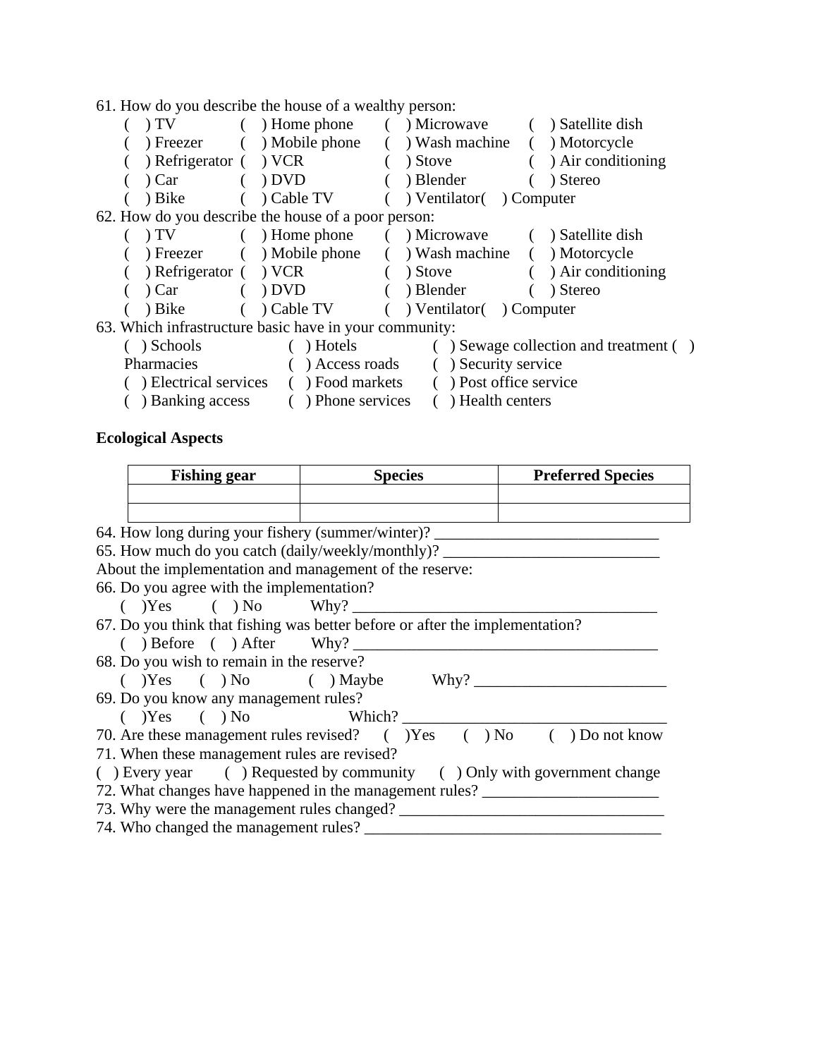61. How do you describe the house of a wealthy person:

( ) TV ( ) Home phone ( ) Microwave ( ) Satellite dish
( ) Freezer ( ) Mobile phone ( ) Wash machine ( ) Motorcycle
( ) Refrigerator ( ) VCR ( ) Stove ( ) Air conditioning
( ) Car ( ) DVD ( ) Blender ( ) Stereo
( ) Bike ( ) Cable TV ( ) Ventilator( ) Computer

62. How do you describe the house of a poor person:

( ) TV ( ) Home phone ( ) Microwave ( ) Satellite dish
( ) Freezer ( ) Mobile phone ( ) Wash machine ( ) Motorcycle
( ) Refrigerator ( ) VCR ( ) Stove ( ) Air conditioning
( ) Car ( ) DVD ( ) Blender ( ) Stereo
( ) Bike ( ) Cable TV ( ) Ventilator( ) Computer

63. Which infrastructure basic have in your community:

( ) Schools ( ) Hotels ( ) Sewage collection and treatment ( ) Pharmacies ( ) Access roads ( ) Security service
( ) Electrical services ( ) Food markets ( ) Post office service
( ) Banking access ( ) Phone services ( ) Health centers

**Ecological Aspects**

| Fishing gear | Species | Preferred Species |
| --- | --- | --- |
| | | |
| | | |

64. How long during your fishery (summer/winter)? ____________________________
65. How much do you catch (daily/weekly/monthly)? ___________________________

About the implementation and management of the reserve:

66. Do you agree with the implementation?
( )Yes ( ) No Why? _______________________________________
67. Do you think that fishing was better before or after the implementation?
( ) Before ( ) After Why? _______________________________________
68. Do you wish to remain in the reserve?
( )Yes ( ) No ( ) Maybe Why? ________________________
69. Do you know any management rules?
( )Yes ( ) No Which? _________________________________
70. Are these management rules revised? ( )Yes ( ) No ( ) Do not know
71. When these management rules are revised?
( ) Every year ( ) Requested by community ( ) Only with government change
72. What changes have happened in the management rules? ______________________
73. Why were the management rules changed? _________________________________
74. Who changed the management rules? _____________________________________